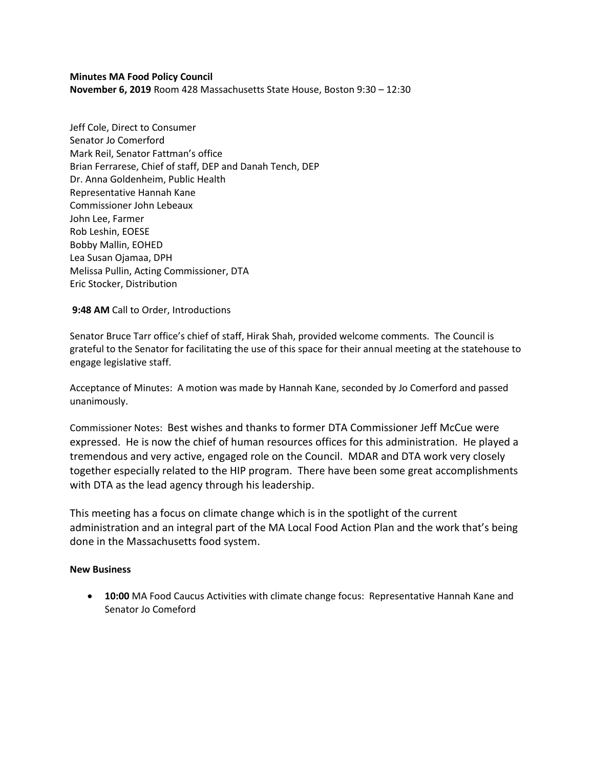**Minutes MA Food Policy Council**
**November 6, 2019** Room 428 Massachusetts State House, Boston 9:30 – 12:30

Jeff Cole, Direct to Consumer
Senator Jo Comerford
Mark Reil, Senator Fattman's office
Brian Ferrarese, Chief of staff, DEP and Danah Tench, DEP
Dr. Anna Goldenheim, Public Health
Representative Hannah Kane
Commissioner John Lebeaux
John Lee, Farmer
Rob Leshin, EOESE
Bobby Mallin, EOHED
Lea Susan Ojamaa, DPH
Melissa Pullin, Acting Commissioner, DTA
Eric Stocker, Distribution

**9:48 AM** Call to Order, Introductions

Senator Bruce Tarr office's chief of staff, Hirak Shah, provided welcome comments. The Council is grateful to the Senator for facilitating the use of this space for their annual meeting at the statehouse to engage legislative staff.

Acceptance of Minutes: A motion was made by Hannah Kane, seconded by Jo Comerford and passed unanimously.

Commissioner Notes: Best wishes and thanks to former DTA Commissioner Jeff McCue were expressed. He is now the chief of human resources offices for this administration. He played a tremendous and very active, engaged role on the Council. MDAR and DTA work very closely together especially related to the HIP program. There have been some great accomplishments with DTA as the lead agency through his leadership.

This meeting has a focus on climate change which is in the spotlight of the current administration and an integral part of the MA Local Food Action Plan and the work that's being done in the Massachusetts food system.

**New Business**

- **10:00** MA Food Caucus Activities with climate change focus: Representative Hannah Kane and Senator Jo Comeford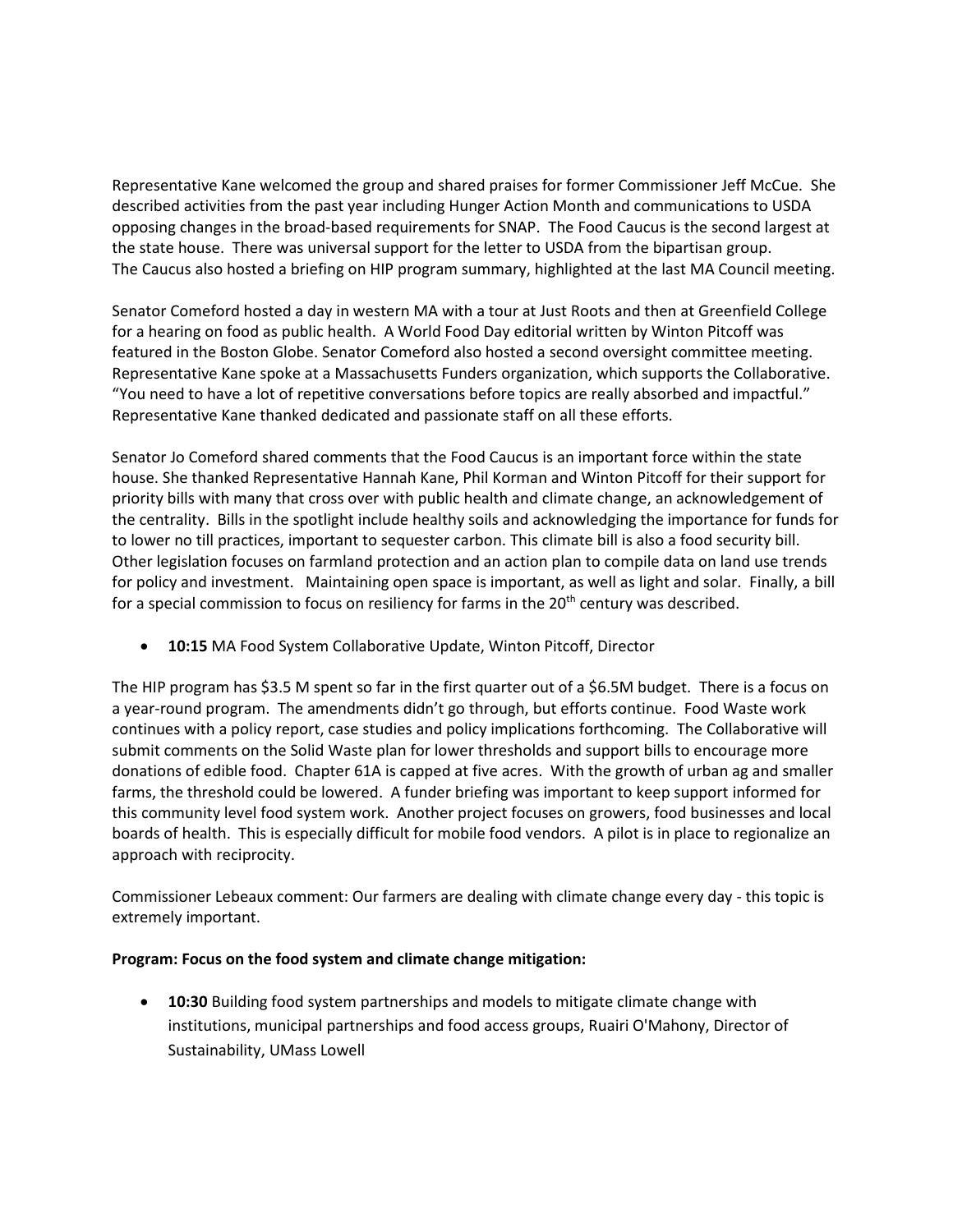Representative Kane welcomed the group and shared praises for former Commissioner Jeff McCue. She described activities from the past year including Hunger Action Month and communications to USDA opposing changes in the broad-based requirements for SNAP. The Food Caucus is the second largest at the state house. There was universal support for the letter to USDA from the bipartisan group. The Caucus also hosted a briefing on HIP program summary, highlighted at the last MA Council meeting.

Senator Comeford hosted a day in western MA with a tour at Just Roots and then at Greenfield College for a hearing on food as public health. A World Food Day editorial written by Winton Pitcoff was featured in the Boston Globe. Senator Comeford also hosted a second oversight committee meeting. Representative Kane spoke at a Massachusetts Funders organization, which supports the Collaborative. "You need to have a lot of repetitive conversations before topics are really absorbed and impactful." Representative Kane thanked dedicated and passionate staff on all these efforts.

Senator Jo Comeford shared comments that the Food Caucus is an important force within the state house. She thanked Representative Hannah Kane, Phil Korman and Winton Pitcoff for their support for priority bills with many that cross over with public health and climate change, an acknowledgement of the centrality. Bills in the spotlight include healthy soils and acknowledging the importance for funds for to lower no till practices, important to sequester carbon. This climate bill is also a food security bill. Other legislation focuses on farmland protection and an action plan to compile data on land use trends for policy and investment. Maintaining open space is important, as well as light and solar. Finally, a bill for a special commission to focus on resiliency for farms in the 20th century was described.

- **10:15** MA Food System Collaborative Update, Winton Pitcoff, Director

The HIP program has $3.5 M spent so far in the first quarter out of a $6.5M budget. There is a focus on a year-round program. The amendments didn't go through, but efforts continue. Food Waste work continues with a policy report, case studies and policy implications forthcoming. The Collaborative will submit comments on the Solid Waste plan for lower thresholds and support bills to encourage more donations of edible food. Chapter 61A is capped at five acres. With the growth of urban ag and smaller farms, the threshold could be lowered. A funder briefing was important to keep support informed for this community level food system work. Another project focuses on growers, food businesses and local boards of health. This is especially difficult for mobile food vendors. A pilot is in place to regionalize an approach with reciprocity.

Commissioner Lebeaux comment: Our farmers are dealing with climate change every day - this topic is extremely important.

**Program: Focus on the food system and climate change mitigation:**

- **10:30** Building food system partnerships and models to mitigate climate change with institutions, municipal partnerships and food access groups, Ruairi O'Mahony, Director of Sustainability, UMass Lowell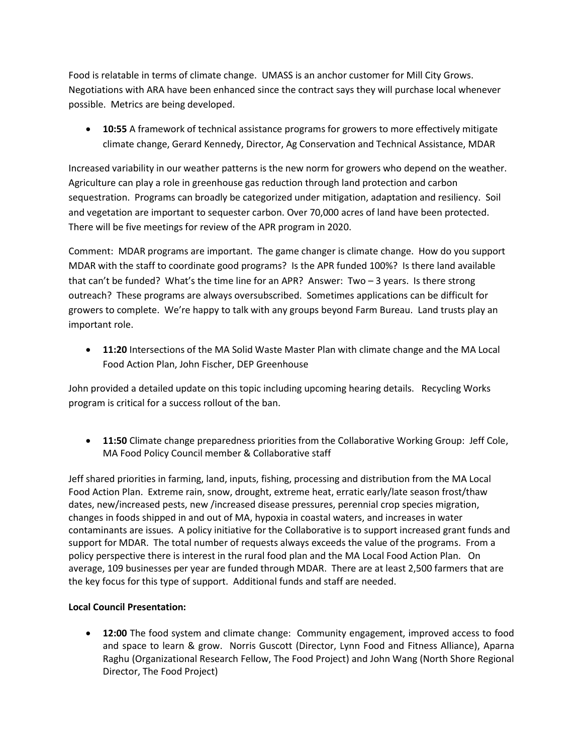Food is relatable in terms of climate change. UMASS is an anchor customer for Mill City Grows. Negotiations with ARA have been enhanced since the contract says they will purchase local whenever possible. Metrics are being developed.

- **10:55** A framework of technical assistance programs for growers to more effectively mitigate climate change, Gerard Kennedy, Director, Ag Conservation and Technical Assistance, MDAR

Increased variability in our weather patterns is the new norm for growers who depend on the weather. Agriculture can play a role in greenhouse gas reduction through land protection and carbon sequestration. Programs can broadly be categorized under mitigation, adaptation and resiliency. Soil and vegetation are important to sequester carbon. Over 70,000 acres of land have been protected. There will be five meetings for review of the APR program in 2020.

Comment: MDAR programs are important. The game changer is climate change. How do you support MDAR with the staff to coordinate good programs? Is the APR funded 100%? Is there land available that can't be funded? What's the time line for an APR? Answer: Two – 3 years. Is there strong outreach? These programs are always oversubscribed. Sometimes applications can be difficult for growers to complete. We're happy to talk with any groups beyond Farm Bureau. Land trusts play an important role.

- **11:20** Intersections of the MA Solid Waste Master Plan with climate change and the MA Local Food Action Plan, John Fischer, DEP Greenhouse

John provided a detailed update on this topic including upcoming hearing details. Recycling Works program is critical for a success rollout of the ban.

- **11:50** Climate change preparedness priorities from the Collaborative Working Group: Jeff Cole, MA Food Policy Council member & Collaborative staff

Jeff shared priorities in farming, land, inputs, fishing, processing and distribution from the MA Local Food Action Plan. Extreme rain, snow, drought, extreme heat, erratic early/late season frost/thaw dates, new/increased pests, new /increased disease pressures, perennial crop species migration, changes in foods shipped in and out of MA, hypoxia in coastal waters, and increases in water contaminants are issues. A policy initiative for the Collaborative is to support increased grant funds and support for MDAR. The total number of requests always exceeds the value of the programs. From a policy perspective there is interest in the rural food plan and the MA Local Food Action Plan. On average, 109 businesses per year are funded through MDAR. There are at least 2,500 farmers that are the key focus for this type of support. Additional funds and staff are needed.

**Local Council Presentation:**

- **12:00** The food system and climate change: Community engagement, improved access to food and space to learn & grow. Norris Guscott (Director, Lynn Food and Fitness Alliance), Aparna Raghu (Organizational Research Fellow, The Food Project) and John Wang (North Shore Regional Director, The Food Project)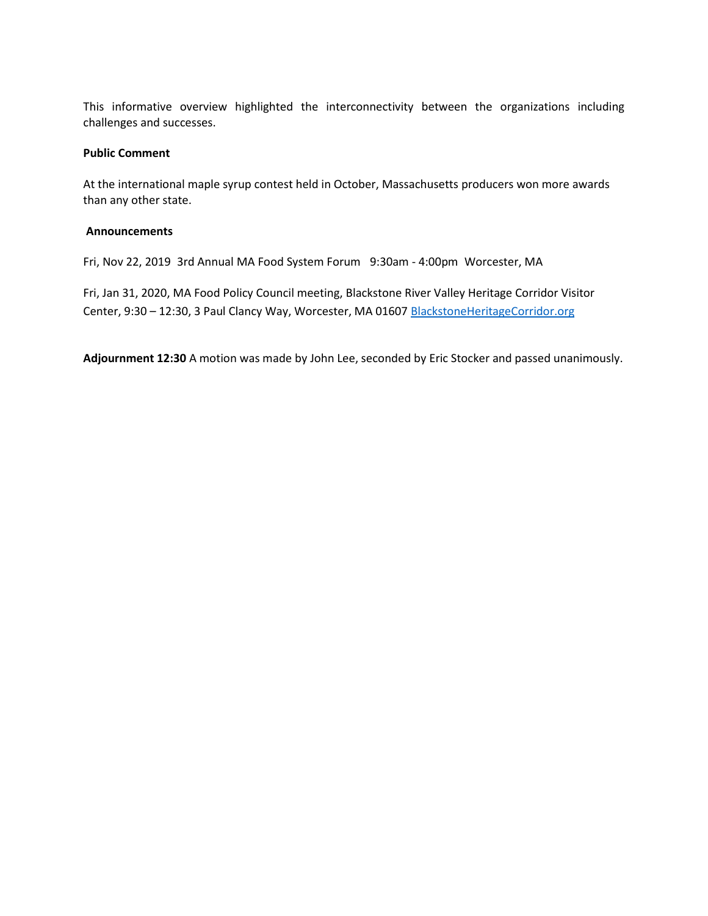This informative overview highlighted the interconnectivity between the organizations including challenges and successes.

**Public Comment**

At the international maple syrup contest held in October, Massachusetts producers won more awards than any other state.

**Announcements**

Fri, Nov 22, 2019 3rd Annual MA Food System Forum 9:30am - 4:00pm Worcester, MA

Fri, Jan 31, 2020, MA Food Policy Council meeting, Blackstone River Valley Heritage Corridor Visitor Center, 9:30 – 12:30, 3 Paul Clancy Way, Worcester, MA 01607 [BlackstoneHeritageCorridor.org](BlackstoneHeritageCorridor.org)

**Adjournment 12:30** A motion was made by John Lee, seconded by Eric Stocker and passed unanimously.